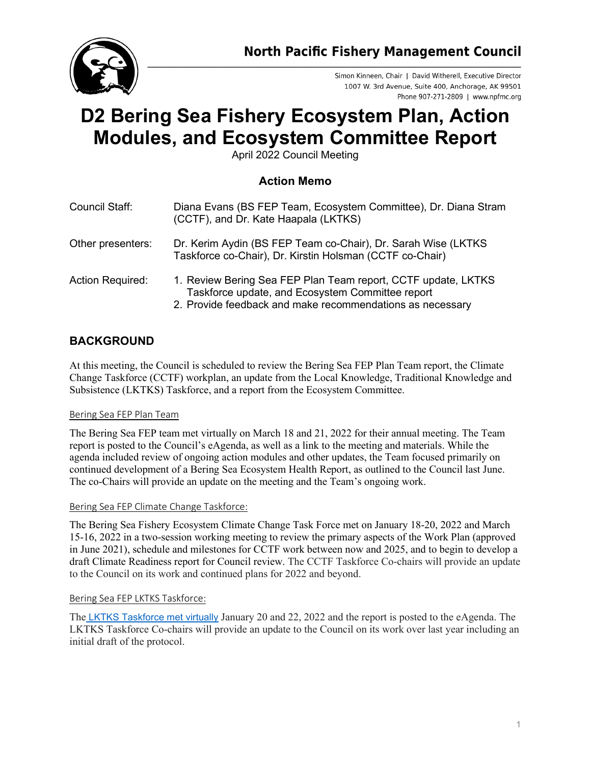**North Pacific Fishery Management Council**

Simon Kinneen, Chair | David Witherell, Executive Director
1007 W. 3rd Avenue, Suite 400, Anchorage, AK 99501
Phone 907-271-2809 | www.npfmc.org

# D2 Bering Sea Fishery Ecosystem Plan, Action Modules, and Ecosystem Committee Report

April 2022 Council Meeting

### Action Memo

| | |
|---|---|
| Council Staff: | Diana Evans (BS FEP Team, Ecosystem Committee), Dr. Diana Stram (CCTF), and Dr. Kate Haapala (LKTKS) |
| Other presenters: | Dr. Kerim Aydin (BS FEP Team co-Chair), Dr. Sarah Wise (LKTKS Taskforce co-Chair), Dr. Kirstin Holsman (CCTF co-Chair) |
| Action Required: | 1. Review Bering Sea FEP Plan Team report, CCTF update, LKTKS Taskforce update, and Ecosystem Committee report<br>2. Provide feedback and make recommendations as necessary |

## BACKGROUND

At this meeting, the Council is scheduled to review the Bering Sea FEP Plan Team report, the Climate Change Taskforce (CCTF) workplan, an update from the Local Knowledge, Traditional Knowledge and Subsistence (LKTKS) Taskforce, and a report from the Ecosystem Committee.

### Bering Sea FEP Plan Team

The Bering Sea FEP team met virtually on March 18 and 21, 2022 for their annual meeting. The Team report is posted to the Council's eAgenda, as well as a link to the meeting and materials. While the agenda included review of ongoing action modules and other updates, the Team focused primarily on continued development of a Bering Sea Ecosystem Health Report, as outlined to the Council last June. The co-Chairs will provide an update on the meeting and the Team's ongoing work.

### Bering Sea FEP Climate Change Taskforce:

The Bering Sea Fishery Ecosystem Climate Change Task Force met on January 18-20, 2022 and March 15-16, 2022 in a two-session working meeting to review the primary aspects of the Work Plan (approved in June 2021), schedule and milestones for CCTF work between now and 2025, and to begin to develop a draft Climate Readiness report for Council review. The CCTF Taskforce Co-chairs will provide an update to the Council on its work and continued plans for 2022 and beyond.

### Bering Sea FEP LKTKS Taskforce:

The LKTKS Taskforce met virtually January 20 and 22, 2022 and the report is posted to the eAgenda. The LKTKS Taskforce Co-chairs will provide an update to the Council on its work over last year including an initial draft of the protocol.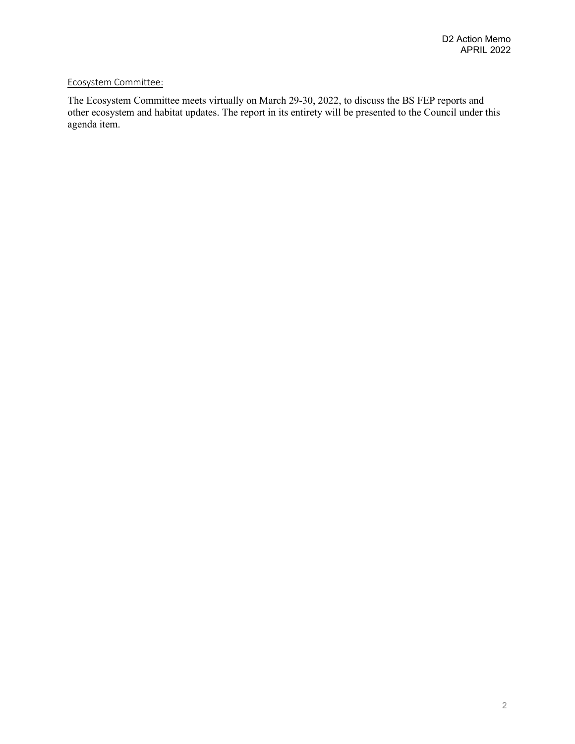Ecosystem Committee:

The Ecosystem Committee meets virtually on March 29-30, 2022, to discuss the BS FEP reports and other ecosystem and habitat updates. The report in its entirety will be presented to the Council under this agenda item.